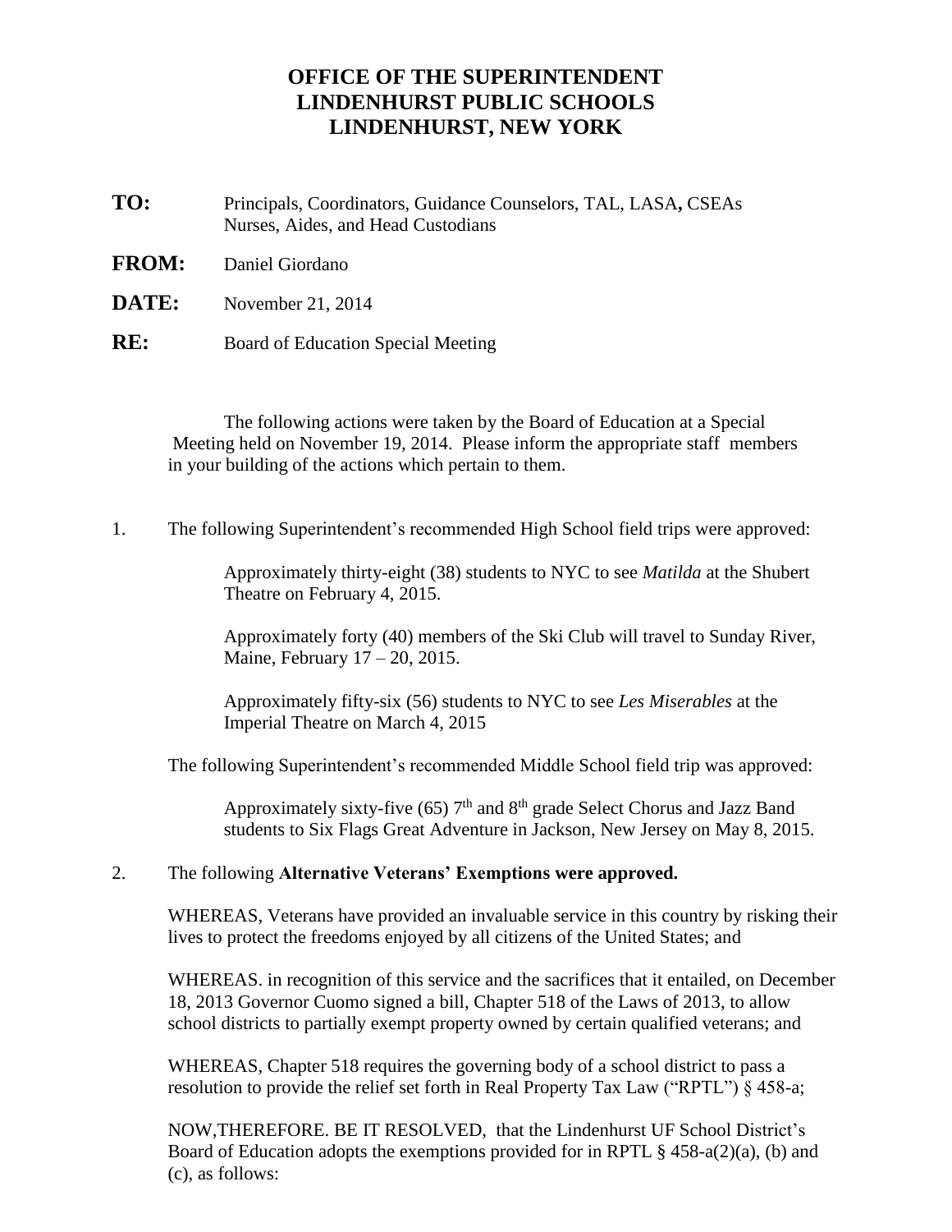# OFFICE OF THE SUPERINTENDENT
# LINDENHURST PUBLIC SCHOOLS
# LINDENHURST, NEW YORK

**TO:** Principals, Coordinators, Guidance Counselors, TAL, LASA**,** CSEAs Nurses, Aides, and Head Custodians

**FROM:** Daniel Giordano

**DATE:** November 21, 2014

**RE:** Board of Education Special Meeting

The following actions were taken by the Board of Education at a Special Meeting held on November 19, 2014. Please inform the appropriate staff members in your building of the actions which pertain to them.

1. The following Superintendent's recommended High School field trips were approved:

   Approximately thirty-eight (38) students to NYC to see *Matilda* at the Shubert Theatre on February 4, 2015.

   Approximately forty (40) members of the Ski Club will travel to Sunday River, Maine, February 17 – 20, 2015.

   Approximately fifty-six (56) students to NYC to see *Les Miserables* at the Imperial Theatre on March 4, 2015

   The following Superintendent's recommended Middle School field trip was approved:

   Approximately sixty-five (65) 7th and 8th grade Select Chorus and Jazz Band students to Six Flags Great Adventure in Jackson, New Jersey on May 8, 2015.

2. The following **Alternative Veterans' Exemptions were approved.**

   WHEREAS, Veterans have provided an invaluable service in this country by risking their lives to protect the freedoms enjoyed by all citizens of the United States; and

   WHEREAS. in recognition of this service and the sacrifices that it entailed, on December 18, 2013 Governor Cuomo signed a bill, Chapter 518 of the Laws of 2013, to allow school districts to partially exempt property owned by certain qualified veterans; and

   WHEREAS, Chapter 518 requires the governing body of a school district to pass a resolution to provide the relief set forth in Real Property Tax Law ("RPTL") § 458-a;

   NOW,THEREFORE. BE IT RESOLVED, that the Lindenhurst UF School District's Board of Education adopts the exemptions provided for in RPTL § 458-a(2)(a), (b) and (c), as follows: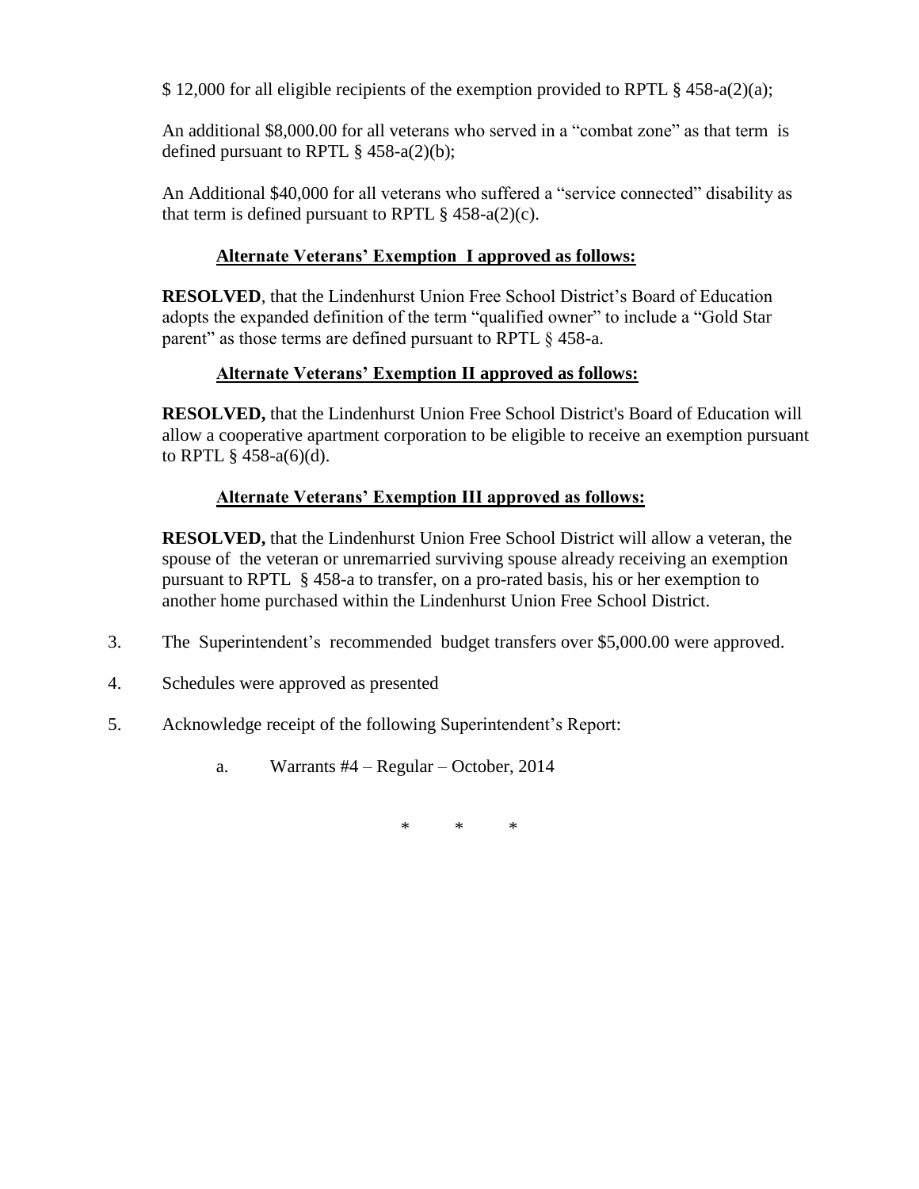$ 12,000 for all eligible recipients of the exemption provided to RPTL § 458-a(2)(a);

An additional $8,000.00 for all veterans who served in a "combat zone" as that term is defined pursuant to RPTL § 458-a(2)(b);

An Additional $40,000 for all veterans who suffered a "service connected" disability as that term is defined pursuant to RPTL § 458-a(2)(c).

**Alternate Veterans' Exemption I approved as follows:**

**RESOLVED**, that the Lindenhurst Union Free School District's Board of Education adopts the expanded definition of the term "qualified owner" to include a "Gold Star parent" as those terms are defined pursuant to RPTL § 458-a.

**Alternate Veterans' Exemption II approved as follows:**

**RESOLVED,** that the Lindenhurst Union Free School District's Board of Education will allow a cooperative apartment corporation to be eligible to receive an exemption pursuant to RPTL § 458-a(6)(d).

**Alternate Veterans' Exemption III approved as follows:**

**RESOLVED,** that the Lindenhurst Union Free School District will allow a veteran, the spouse of the veteran or unremarried surviving spouse already receiving an exemption pursuant to RPTL § 458-a to transfer, on a pro-rated basis, his or her exemption to another home purchased within the Lindenhurst Union Free School District.

3. The Superintendent's recommended budget transfers over $5,000.00 were approved.

4. Schedules were approved as presented

5. Acknowledge receipt of the following Superintendent's Report:

   a. Warrants #4 – Regular – October, 2014

\* \* \*